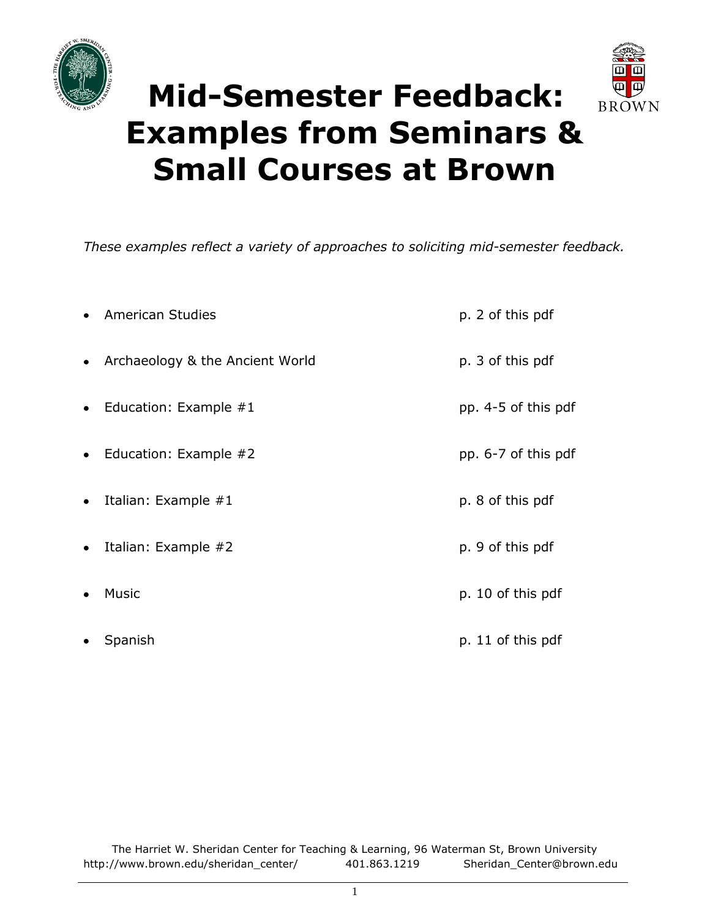# Mid-Semester Feedback: Examples from Seminars & Small Courses at Brown

*These examples reflect a variety of approaches to soliciting mid-semester feedback.*

- American Studies — p. 2 of this pdf
- Archaeology & the Ancient World — p. 3 of this pdf
- Education: Example #1 — pp. 4-5 of this pdf
- Education: Example #2 — pp. 6-7 of this pdf
- Italian: Example #1 — p. 8 of this pdf
- Italian: Example #2 — p. 9 of this pdf
- Music — p. 10 of this pdf
- Spanish — p. 11 of this pdf

The Harriet W. Sheridan Center for Teaching & Learning, 96 Waterman St, Brown University
http://www.brown.edu/sheridan_center/ 401.863.1219 Sheridan_Center@brown.edu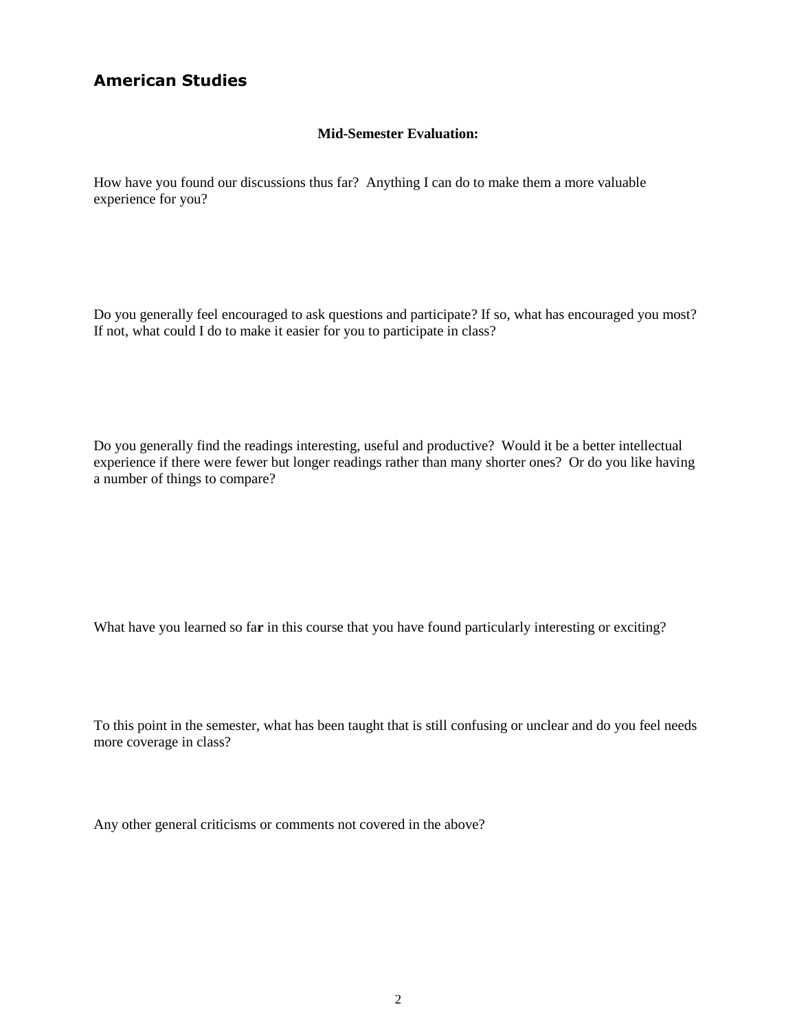## American Studies

**Mid-Semester Evaluation:**

How have you found our discussions thus far? Anything I can do to make them a more valuable experience for you?

Do you generally feel encouraged to ask questions and participate? If so, what has encouraged you most? If not, what could I do to make it easier for you to participate in class?

Do you generally find the readings interesting, useful and productive? Would it be a better intellectual experience if there were fewer but longer readings rather than many shorter ones? Or do you like having a number of things to compare?

What have you learned so far in this course that you have found particularly interesting or exciting?

To this point in the semester, what has been taught that is still confusing or unclear and do you feel needs more coverage in class?

Any other general criticisms or comments not covered in the above?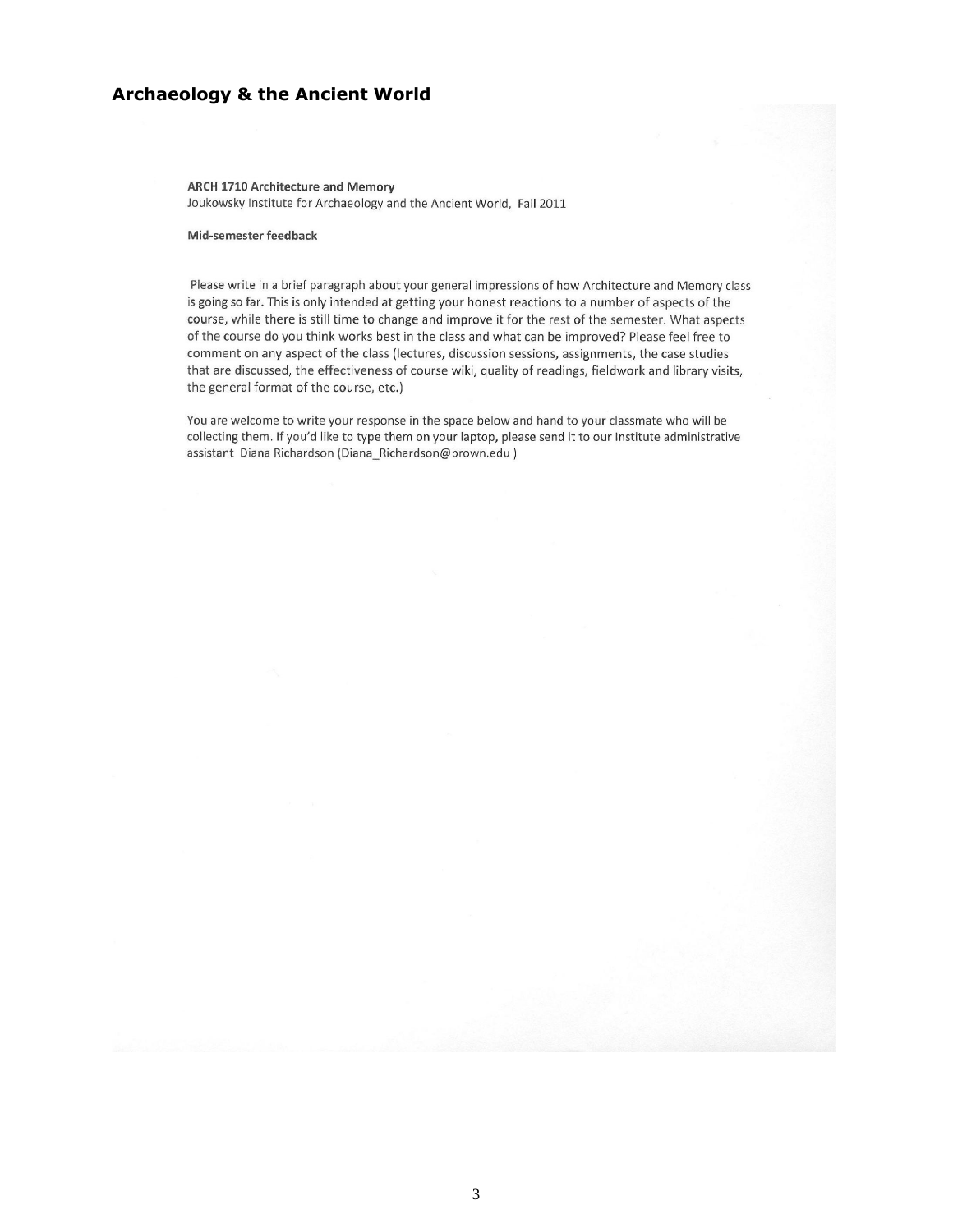## Archaeology & the Ancient World

**ARCH 1710 Architecture and Memory**
Joukowsky Institute for Archaeology and the Ancient World, Fall 2011

**Mid-semester feedback**

Please write in a brief paragraph about your general impressions of how Architecture and Memory class is going so far. This is only intended at getting your honest reactions to a number of aspects of the course, while there is still time to change and improve it for the rest of the semester. What aspects of the course do you think works best in the class and what can be improved? Please feel free to comment on any aspect of the class (lectures, discussion sessions, assignments, the case studies that are discussed, the effectiveness of course wiki, quality of readings, fieldwork and library visits, the general format of the course, etc.)

You are welcome to write your response in the space below and hand to your classmate who will be collecting them. If you'd like to type them on your laptop, please send it to our Institute administrative assistant Diana Richardson (Diana_Richardson@brown.edu )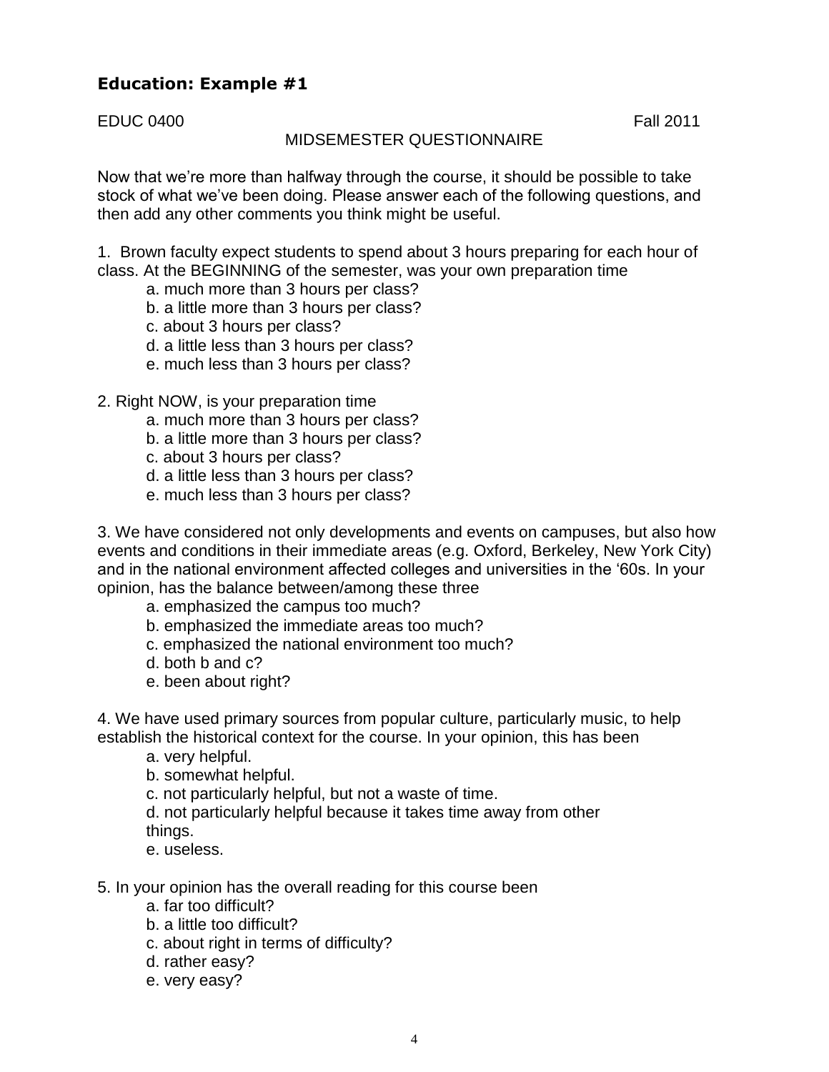### **Education: Example #1**

EDUC 0400 Fall 2011

MIDSEMESTER QUESTIONNAIRE

Now that we're more than halfway through the course, it should be possible to take stock of what we've been doing. Please answer each of the following questions, and then add any other comments you think might be useful.

1. Brown faculty expect students to spend about 3 hours preparing for each hour of class. At the BEGINNING of the semester, was your own preparation time
   - a. much more than 3 hours per class?
   - b. a little more than 3 hours per class?
   - c. about 3 hours per class?
   - d. a little less than 3 hours per class?
   - e. much less than 3 hours per class?

2. Right NOW, is your preparation time
   - a. much more than 3 hours per class?
   - b. a little more than 3 hours per class?
   - c. about 3 hours per class?
   - d. a little less than 3 hours per class?
   - e. much less than 3 hours per class?

3. We have considered not only developments and events on campuses, but also how events and conditions in their immediate areas (e.g. Oxford, Berkeley, New York City) and in the national environment affected colleges and universities in the '60s. In your opinion, has the balance between/among these three
   - a. emphasized the campus too much?
   - b. emphasized the immediate areas too much?
   - c. emphasized the national environment too much?
   - d. both b and c?
   - e. been about right?

4. We have used primary sources from popular culture, particularly music, to help establish the historical context for the course. In your opinion, this has been
   - a. very helpful.
   - b. somewhat helpful.
   - c. not particularly helpful, but not a waste of time.
   - d. not particularly helpful because it takes time away from other things.
   - e. useless.

5. In your opinion has the overall reading for this course been
   - a. far too difficult?
   - b. a little too difficult?
   - c. about right in terms of difficulty?
   - d. rather easy?
   - e. very easy?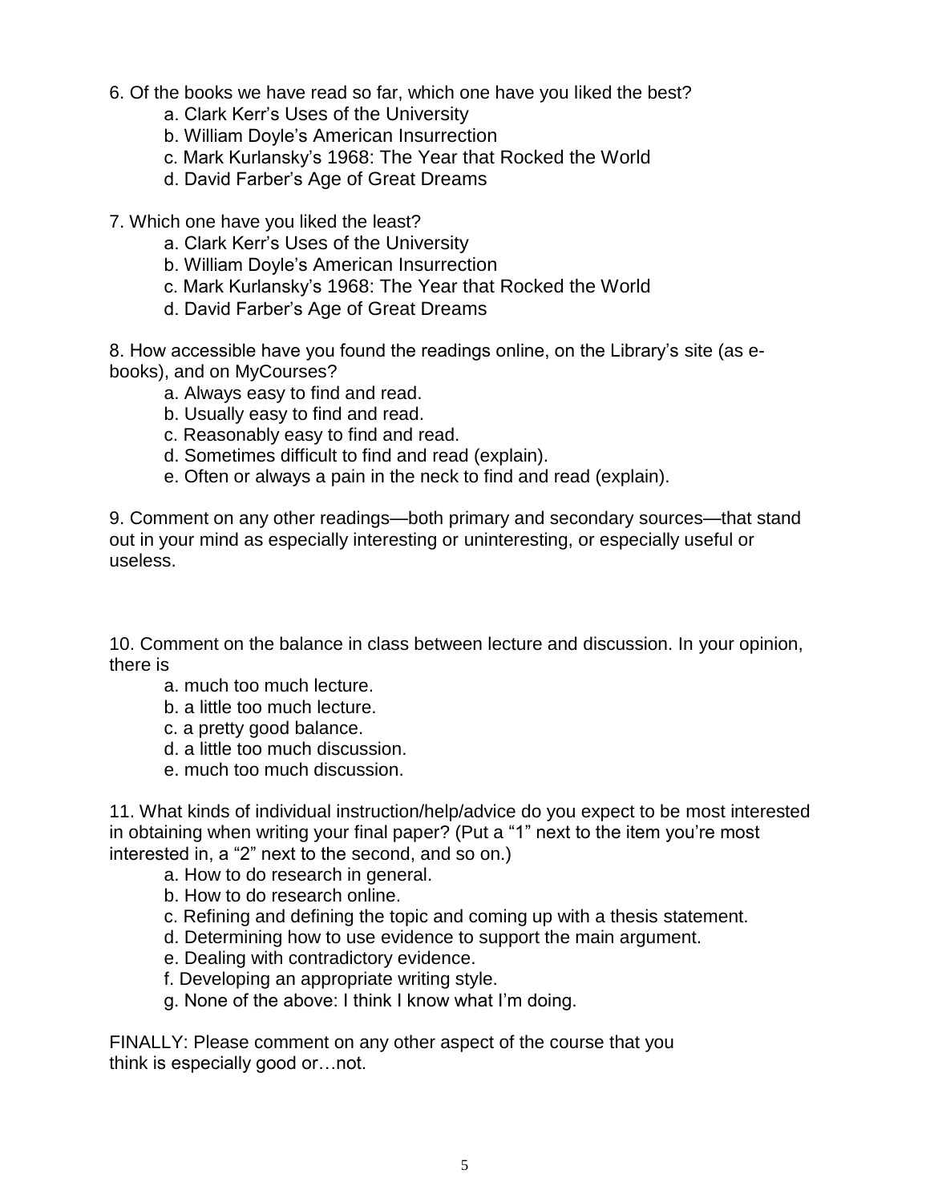6. Of the books we have read so far, which one have you liked the best?

    a. Clark Kerr's Uses of the University
    b. William Doyle's American Insurrection
    c. Mark Kurlansky's 1968: The Year that Rocked the World
    d. David Farber's Age of Great Dreams

7. Which one have you liked the least?

    a. Clark Kerr's Uses of the University
    b. William Doyle's American Insurrection
    c. Mark Kurlansky's 1968: The Year that Rocked the World
    d. David Farber's Age of Great Dreams

8. How accessible have you found the readings online, on the Library's site (as e-books), and on MyCourses?

    a. Always easy to find and read.
    b. Usually easy to find and read.
    c. Reasonably easy to find and read.
    d. Sometimes difficult to find and read (explain).
    e. Often or always a pain in the neck to find and read (explain).

9. Comment on any other readings—both primary and secondary sources—that stand out in your mind as especially interesting or uninteresting, or especially useful or useless.

10. Comment on the balance in class between lecture and discussion. In your opinion, there is

    a. much too much lecture.
    b. a little too much lecture.
    c. a pretty good balance.
    d. a little too much discussion.
    e. much too much discussion.

11. What kinds of individual instruction/help/advice do you expect to be most interested in obtaining when writing your final paper? (Put a "1" next to the item you're most interested in, a "2" next to the second, and so on.)

    a. How to do research in general.
    b. How to do research online.
    c. Refining and defining the topic and coming up with a thesis statement.
    d. Determining how to use evidence to support the main argument.
    e. Dealing with contradictory evidence.
    f. Developing an appropriate writing style.
    g. None of the above: I think I know what I'm doing.

FINALLY: Please comment on any other aspect of the course that you think is especially good or…not.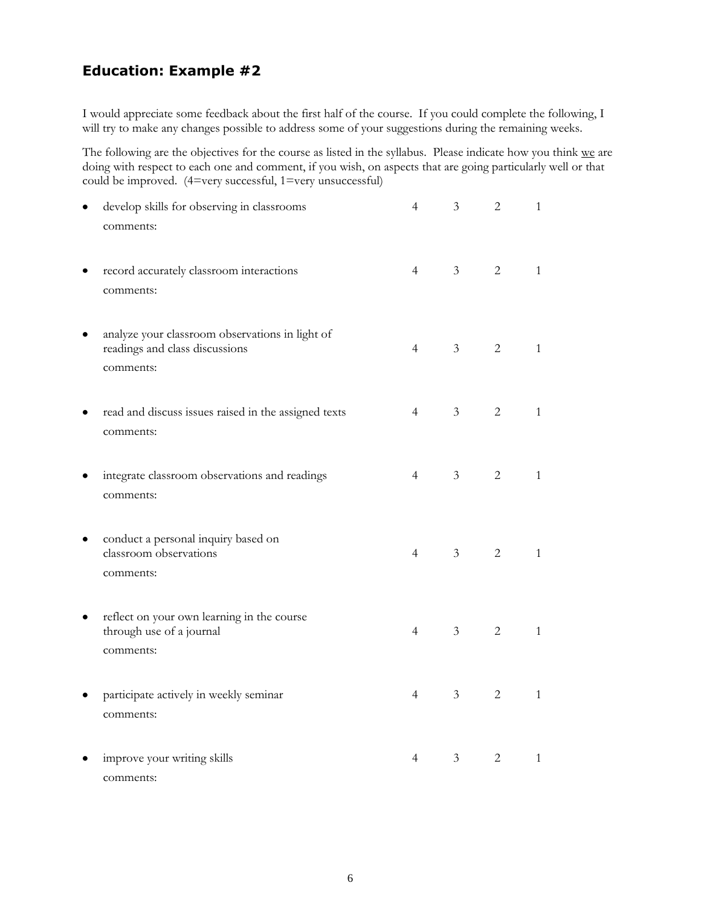## Education: Example #2

I would appreciate some feedback about the first half of the course. If you could complete the following, I will try to make any changes possible to address some of your suggestions during the remaining weeks.

The following are the objectives for the course as listed in the syllabus. Please indicate how you think <u>we</u> are doing with respect to each one and comment, if you wish, on aspects that are going particularly well or that could be improved. (4=very successful, 1=very unsuccessful)

- develop skills for observing in classrooms 4 3 2 1
  comments:

- record accurately classroom interactions 4 3 2 1
  comments:

- analyze your classroom observations in light of readings and class discussions 4 3 2 1
  comments:

- read and discuss issues raised in the assigned texts 4 3 2 1
  comments:

- integrate classroom observations and readings 4 3 2 1
  comments:

- conduct a personal inquiry based on classroom observations 4 3 2 1
  comments:

- reflect on your own learning in the course through use of a journal 4 3 2 1
  comments:

- participate actively in weekly seminar 4 3 2 1
  comments:

- improve your writing skills 4 3 2 1
  comments: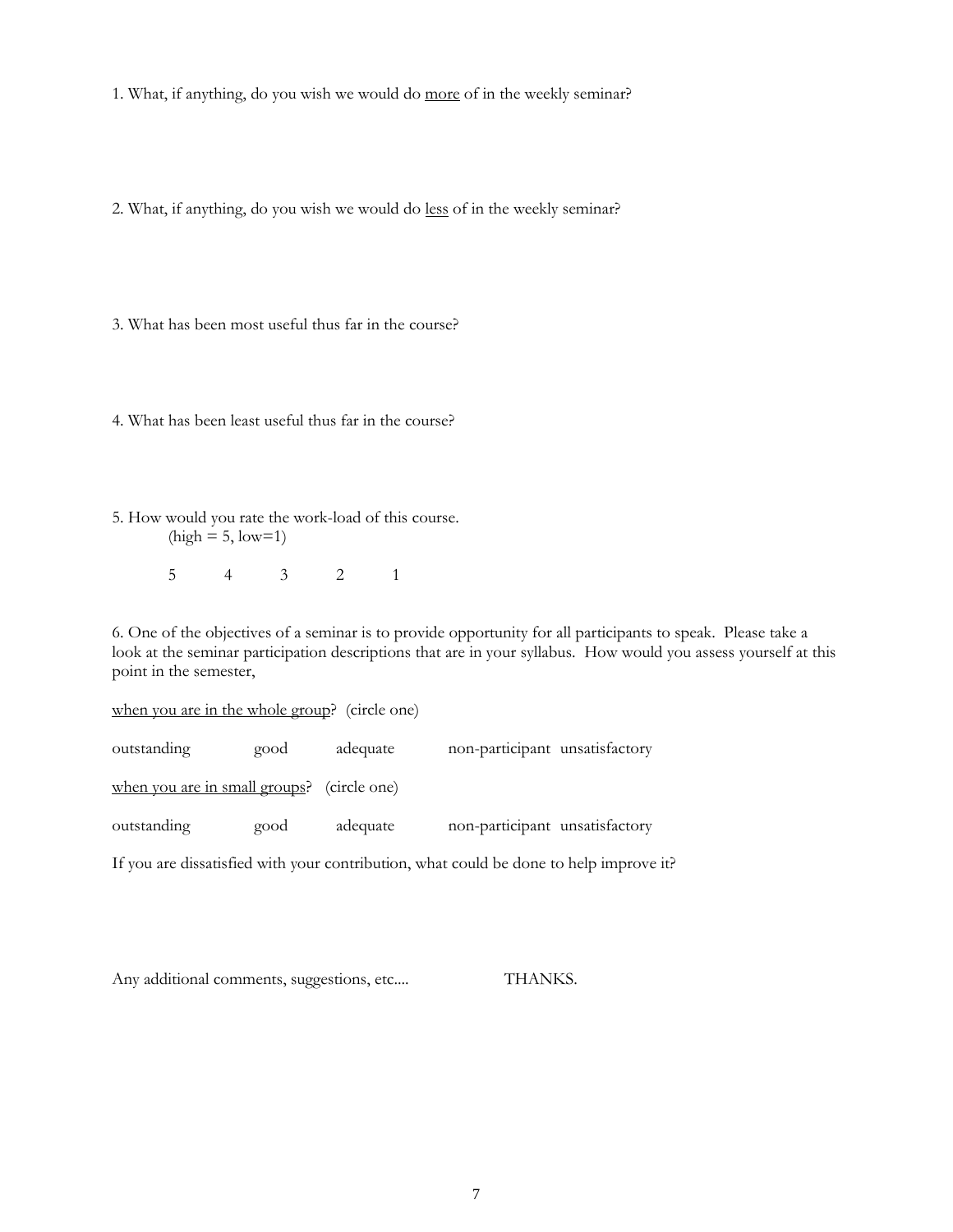1. What, if anything, do you wish we would do <u>more</u> of in the weekly seminar?

2. What, if anything, do you wish we would do <u>less</u> of in the weekly seminar?

3. What has been most useful thus far in the course?

4. What has been least useful thus far in the course?

5. How would you rate the work-load of this course.
(high = 5, low=1)

5 4 3 2 1

6. One of the objectives of a seminar is to provide opportunity for all participants to speak. Please take a look at the seminar participation descriptions that are in your syllabus. How would you assess yourself at this point in the semester,

<u>when you are in the whole group</u>? (circle one)

outstanding good adequate non-participant unsatisfactory

<u>when you are in small groups</u>? (circle one)

outstanding good adequate non-participant unsatisfactory

If you are dissatisfied with your contribution, what could be done to help improve it?

Any additional comments, suggestions, etc.... THANKS.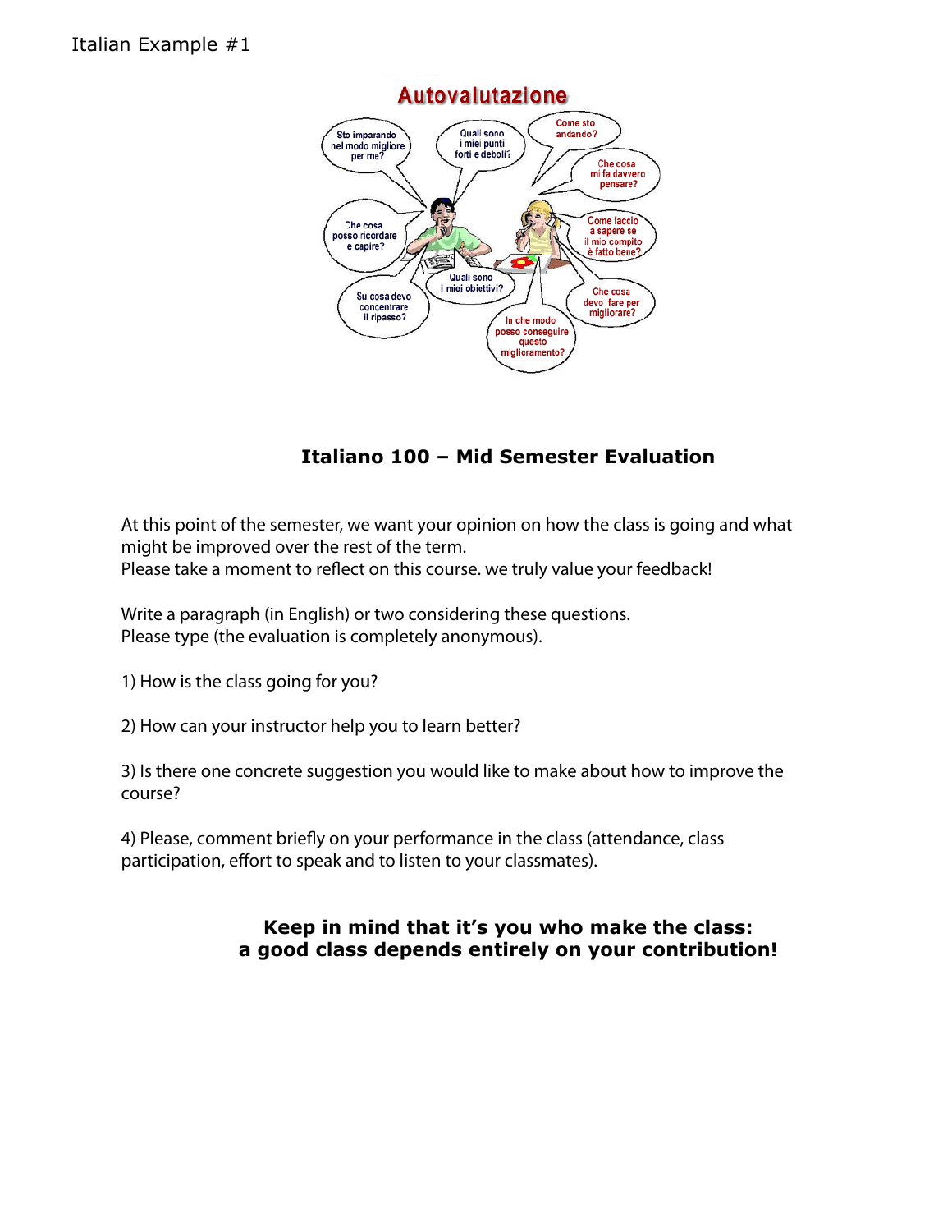Italian Example #1

## Autovalutazione

Sto imparando nel modo migliore per me?

Quali sono i miei punti forti e deboli?

Come sto andando?

Che cosa mi fa davvero pensare?

Che cosa posso ricordare e capire?

Come faccio a sapere se il mio compito è fatto bene?

Quali sono i miei obiettivi?

Su cosa devo concentrare il ripasso?

Che cosa devo fare per migliorare?

In che modo posso conseguire questo miglioramento?

### Italiano 100 – Mid Semester Evaluation

At this point of the semester, we want your opinion on how the class is going and what might be improved over the rest of the term.
Please take a moment to reflect on this course. we truly value your feedback!

Write a paragraph (in English) or two considering these questions.
Please type (the evaluation is completely anonymous).

1) How is the class going for you?

2) How can your instructor help you to learn better?

3) Is there one concrete suggestion you would like to make about how to improve the course?

4) Please, comment briefly on your performance in the class (attendance, class participation, effort to speak and to listen to your classmates).

**Keep in mind that it's you who make the class:**
**a good class depends entirely on your contribution!**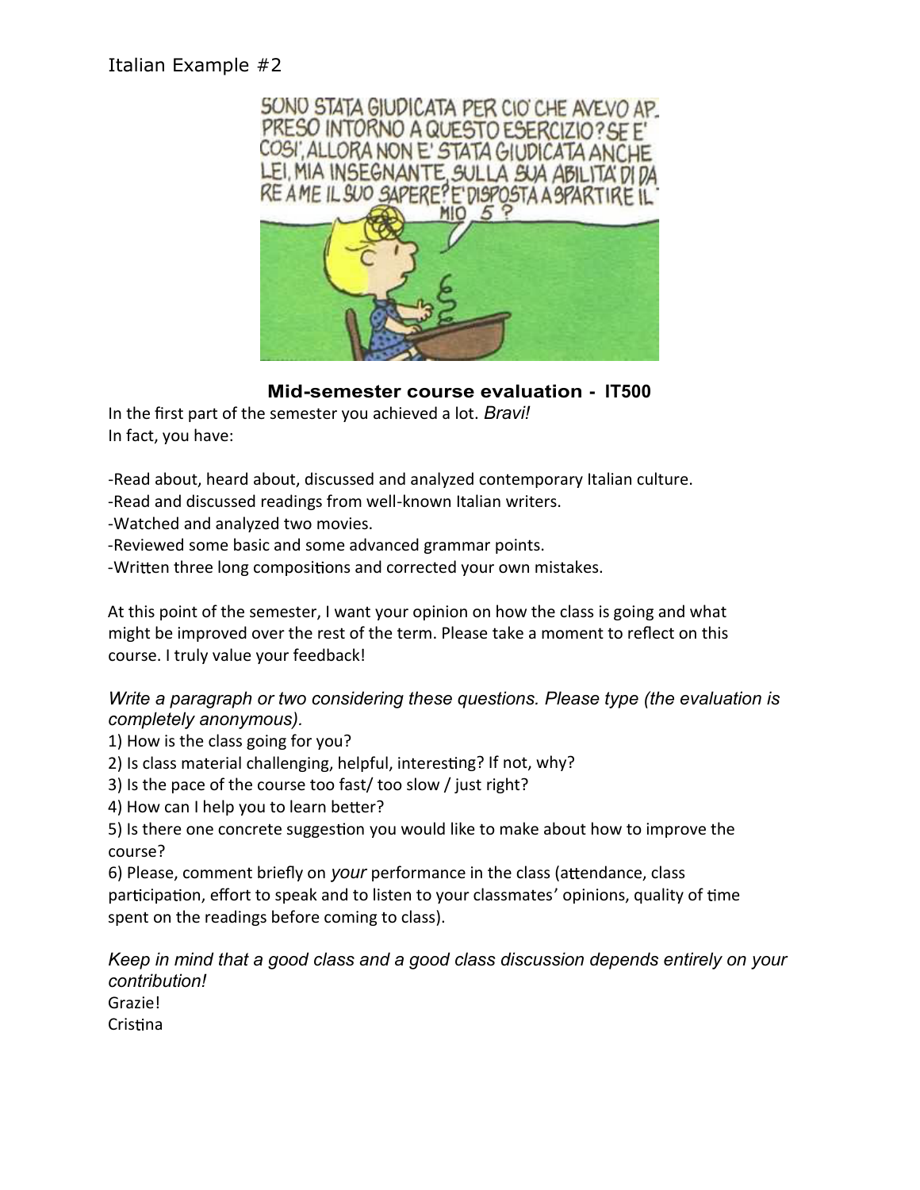Italian Example #2

SONO STATA GIUDICATA PER CIO' CHE AVEVO APPRESO INTORNO A QUESTO ESERCIZIO? SE E' COSI', ALLORA NON E' STATA GIUDICATA ANCHE LEI, MIA INSEGNANTE, SULLA SUA ABILITA' DI DARE A ME IL SUO SAPERE? E' DISPOSTA A SPARTIRE IL MIO 5?

## Mid-semester course evaluation - IT500

In the first part of the semester you achieved a lot. *Bravi!*
In fact, you have:

- Read about, heard about, discussed and analyzed contemporary Italian culture.
- Read and discussed readings from well-known Italian writers.
- Watched and analyzed two movies.
- Reviewed some basic and some advanced grammar points.
- Written three long compositions and corrected your own mistakes.

At this point of the semester, I want your opinion on how the class is going and what might be improved over the rest of the term. Please take a moment to reflect on this course. I truly value your feedback!

*Write a paragraph or two considering these questions. Please type (the evaluation is completely anonymous).*

1) How is the class going for you?
2) Is class material challenging, helpful, interesting? If not, why?
3) Is the pace of the course too fast/ too slow / just right?
4) How can I help you to learn better?
5) Is there one concrete suggestion you would like to make about how to improve the course?
6) Please, comment briefly on *your* performance in the class (attendance, class participation, effort to speak and to listen to your classmates' opinions, quality of time spent on the readings before coming to class).

*Keep in mind that a good class and a good class discussion depends entirely on your contribution!*

Grazie!
Cristina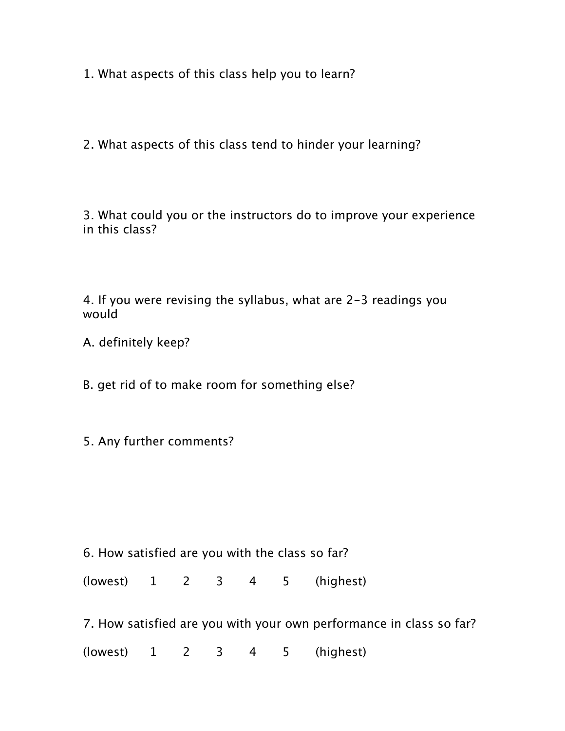1. What aspects of this class help you to learn?

2. What aspects of this class tend to hinder your learning?

3. What could you or the instructors do to improve your experience in this class?

4. If you were revising the syllabus, what are 2-3 readings you would

A. definitely keep?

B. get rid of to make room for something else?

5. Any further comments?

6. How satisfied are you with the class so far?

(lowest) 1 2 3 4 5 (highest)

7. How satisfied are you with your own performance in class so far?

(lowest) 1 2 3 4 5 (highest)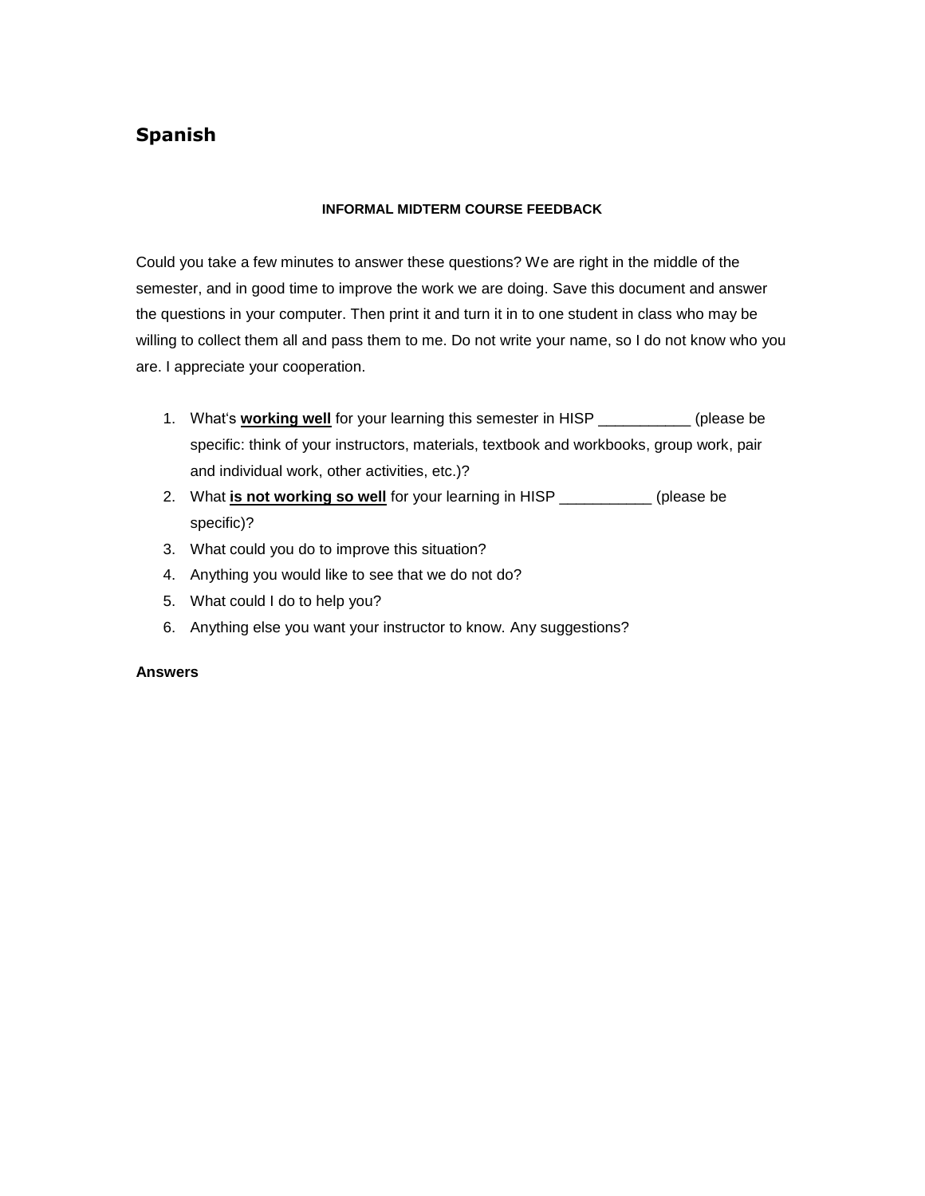## Spanish

**INFORMAL MIDTERM COURSE FEEDBACK**

Could you take a few minutes to answer these questions? We are right in the middle of the semester, and in good time to improve the work we are doing. Save this document and answer the questions in your computer. Then print it and turn it in to one student in class who may be willing to collect them all and pass them to me. Do not write your name, so I do not know who you are. I appreciate your cooperation.

1. What's **working well** for your learning this semester in HISP ___________ (please be specific: think of your instructors, materials, textbook and workbooks, group work, pair and individual work, other activities, etc.)?
2. What **is not working so well** for your learning in HISP ___________ (please be specific)?
3. What could you do to improve this situation?
4. Anything you would like to see that we do not do?
5. What could I do to help you?
6. Anything else you want your instructor to know. Any suggestions?

**Answers**